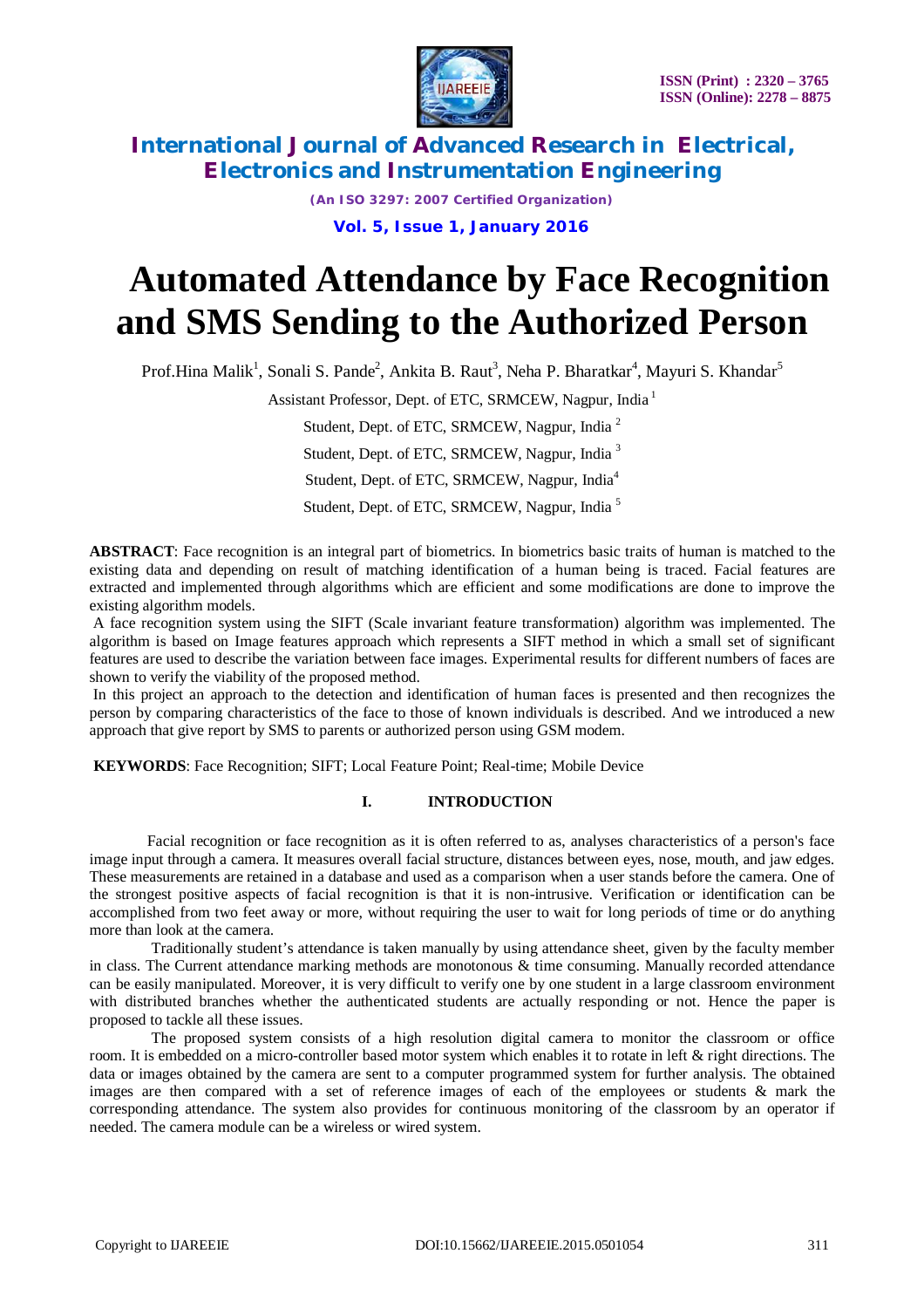# Automated Attendance by Face Recognition and SMS Sending to the Authorized Person

Prof.Hina Malik[1], Sonali S. Pande[2], Ankita B. Raut[3], Neha P. Bharatkar[4], Mayuri S. Khandar[5]

Assistant Professor, Dept. of ETC, SRMCEW, Nagpur, India [1]

Student, Dept. of ETC, SRMCEW, Nagpur, India [2]

Student, Dept. of ETC, SRMCEW, Nagpur, India [3]

Student, Dept. of ETC, SRMCEW, Nagpur, India[4]

Student, Dept. of ETC, SRMCEW, Nagpur, India [5]

**ABSTRACT**: Face recognition is an integral part of biometrics. In biometrics basic traits of human is matched to the existing data and depending on result of matching identification of a human being is traced. Facial features are extracted and implemented through algorithms which are efficient and some modifications are done to improve the existing algorithm models.

A face recognition system using the SIFT (Scale invariant feature transformation) algorithm was implemented. The algorithm is based on Image features approach which represents a SIFT method in which a small set of significant features are used to describe the variation between face images. Experimental results for different numbers of faces are shown to verify the viability of the proposed method.

In this project an approach to the detection and identification of human faces is presented and then recognizes the person by comparing characteristics of the face to those of known individuals is described. And we introduced a new approach that give report by SMS to parents or authorized person using GSM modem.

**KEYWORDS**: Face Recognition; SIFT; Local Feature Point; Real-time; Mobile Device

## I. INTRODUCTION

Facial recognition or face recognition as it is often referred to as, analyses characteristics of a person's face image input through a camera. It measures overall facial structure, distances between eyes, nose, mouth, and jaw edges. These measurements are retained in a database and used as a comparison when a user stands before the camera. One of the strongest positive aspects of facial recognition is that it is non-intrusive. Verification or identification can be accomplished from two feet away or more, without requiring the user to wait for long periods of time or do anything more than look at the camera.

Traditionally student's attendance is taken manually by using attendance sheet, given by the faculty member in class. The Current attendance marking methods are monotonous & time consuming. Manually recorded attendance can be easily manipulated. Moreover, it is very difficult to verify one by one student in a large classroom environment with distributed branches whether the authenticated students are actually responding or not. Hence the paper is proposed to tackle all these issues.

The proposed system consists of a high resolution digital camera to monitor the classroom or office room. It is embedded on a micro-controller based motor system which enables it to rotate in left & right directions. The data or images obtained by the camera are sent to a computer programmed system for further analysis. The obtained images are then compared with a set of reference images of each of the employees or students & mark the corresponding attendance. The system also provides for continuous monitoring of the classroom by an operator if needed. The camera module can be a wireless or wired system.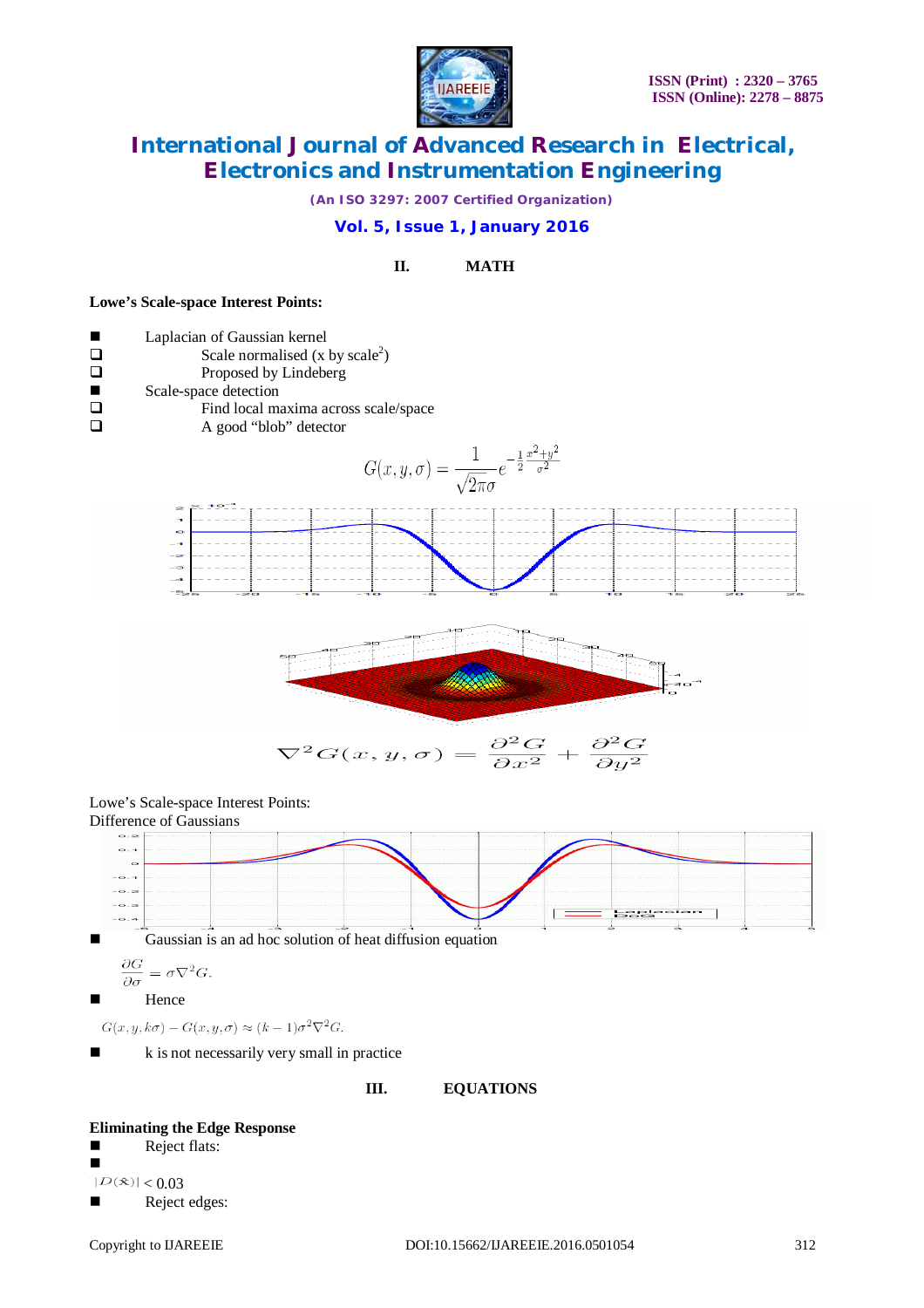## II. MATH

**Lowe's Scale-space Interest Points:**

- Laplacian of Gaussian kernel
  - Scale normalised (x by scale$^2$)
  - Proposed by Lindeberg
- Scale-space detection
  - Find local maxima across scale/space
  - A good "blob" detector

$$G(x, y, \sigma) = \frac{1}{\sqrt{2\pi}\sigma} e^{-\frac{1}{2}\frac{x^2+y^2}{\sigma^2}}$$

$$\nabla^2 G(x, y, \sigma) = \frac{\partial^2 G}{\partial x^2} + \frac{\partial^2 G}{\partial y^2}$$

Lowe's Scale-space Interest Points:
Difference of Gaussians

- Gaussian is an ad hoc solution of heat diffusion equation

$$\frac{\partial G}{\partial \sigma} = \sigma \nabla^2 G.$$

- Hence

$$G(x, y, k\sigma) - G(x, y, \sigma) \approx (k-1)\sigma^2 \nabla^2 G.$$

- k is not necessarily very small in practice

## III. EQUATIONS

**Eliminating the Edge Response**

- Reject flats:
-

$|D(\hat{\mathbf{x}})| < 0.03$

- Reject edges: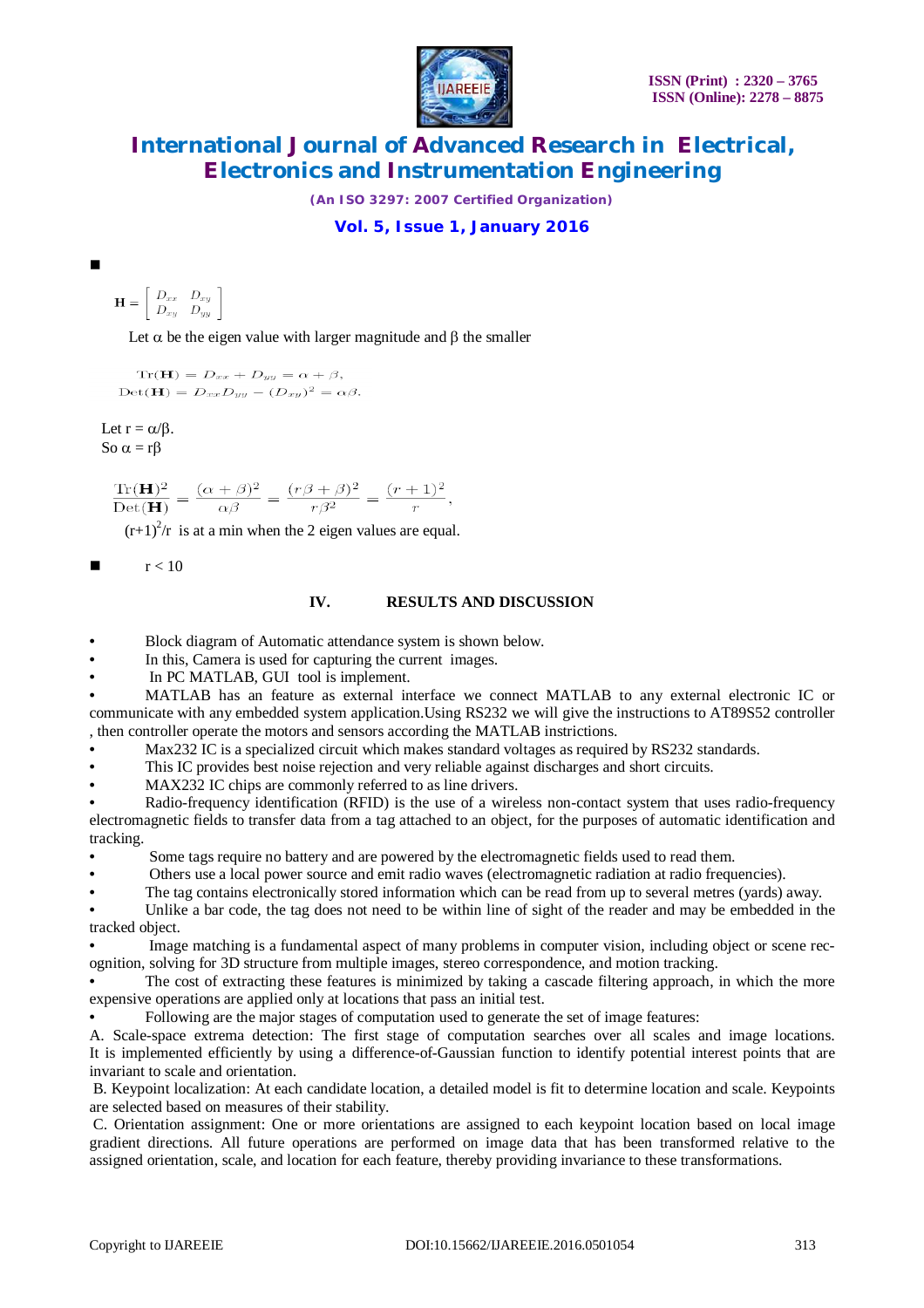- $$\mathbf{H} = \begin{bmatrix} D_{xx} & D_{xy} \\ D_{xy} & D_{yy} \end{bmatrix}$$

Let α be the eigen value with larger magnitude and β the smaller

$$\mathrm{Tr}(\mathbf{H}) = D_{xx} + D_{yy} = \alpha + \beta,$$
$$\mathrm{Det}(\mathbf{H}) = D_{xx}D_{yy} - (D_{xy})^2 = \alpha\beta.$$

Let r = α/β.
So α = rβ

$$\frac{\mathrm{Tr}(\mathbf{H})^2}{\mathrm{Det}(\mathbf{H})} = \frac{(\alpha+\beta)^2}{\alpha\beta} = \frac{(r\beta+\beta)^2}{r\beta^2} = \frac{(r+1)^2}{r},$$

$(r+1)^2/r$ is at a min when the 2 eigen values are equal.

- r < 10

## IV. RESULTS AND DISCUSSION

- Block diagram of Automatic attendance system is shown below.
- In this, Camera is used for capturing the current images.
- In PC MATLAB, GUI tool is implement.
- MATLAB has an feature as external interface we connect MATLAB to any external electronic IC or communicate with any embedded system application.Using RS232 we will give the instructions to AT89S52 controller , then controller operate the motors and sensors according the MATLAB instrictions.
- Max232 IC is a specialized circuit which makes standard voltages as required by RS232 standards.
- This IC provides best noise rejection and very reliable against discharges and short circuits.
- MAX232 IC chips are commonly referred to as line drivers.
- Radio-frequency identification (RFID) is the use of a wireless non-contact system that uses radio-frequency electromagnetic fields to transfer data from a tag attached to an object, for the purposes of automatic identification and tracking.
- Some tags require no battery and are powered by the electromagnetic fields used to read them.
- Others use a local power source and emit radio waves (electromagnetic radiation at radio frequencies).
- The tag contains electronically stored information which can be read from up to several metres (yards) away.
- Unlike a bar code, the tag does not need to be within line of sight of the reader and may be embedded in the tracked object.
- Image matching is a fundamental aspect of many problems in computer vision, including object or scene recognition, solving for 3D structure from multiple images, stereo correspondence, and motion tracking.
- The cost of extracting these features is minimized by taking a cascade filtering approach, in which the more expensive operations are applied only at locations that pass an initial test.
- Following are the major stages of computation used to generate the set of image features:

A. Scale-space extrema detection: The first stage of computation searches over all scales and image locations. It is implemented efficiently by using a difference-of-Gaussian function to identify potential interest points that are invariant to scale and orientation.

B. Keypoint localization: At each candidate location, a detailed model is fit to determine location and scale. Keypoints are selected based on measures of their stability.

C. Orientation assignment: One or more orientations are assigned to each keypoint location based on local image gradient directions. All future operations are performed on image data that has been transformed relative to the assigned orientation, scale, and location for each feature, thereby providing invariance to these transformations.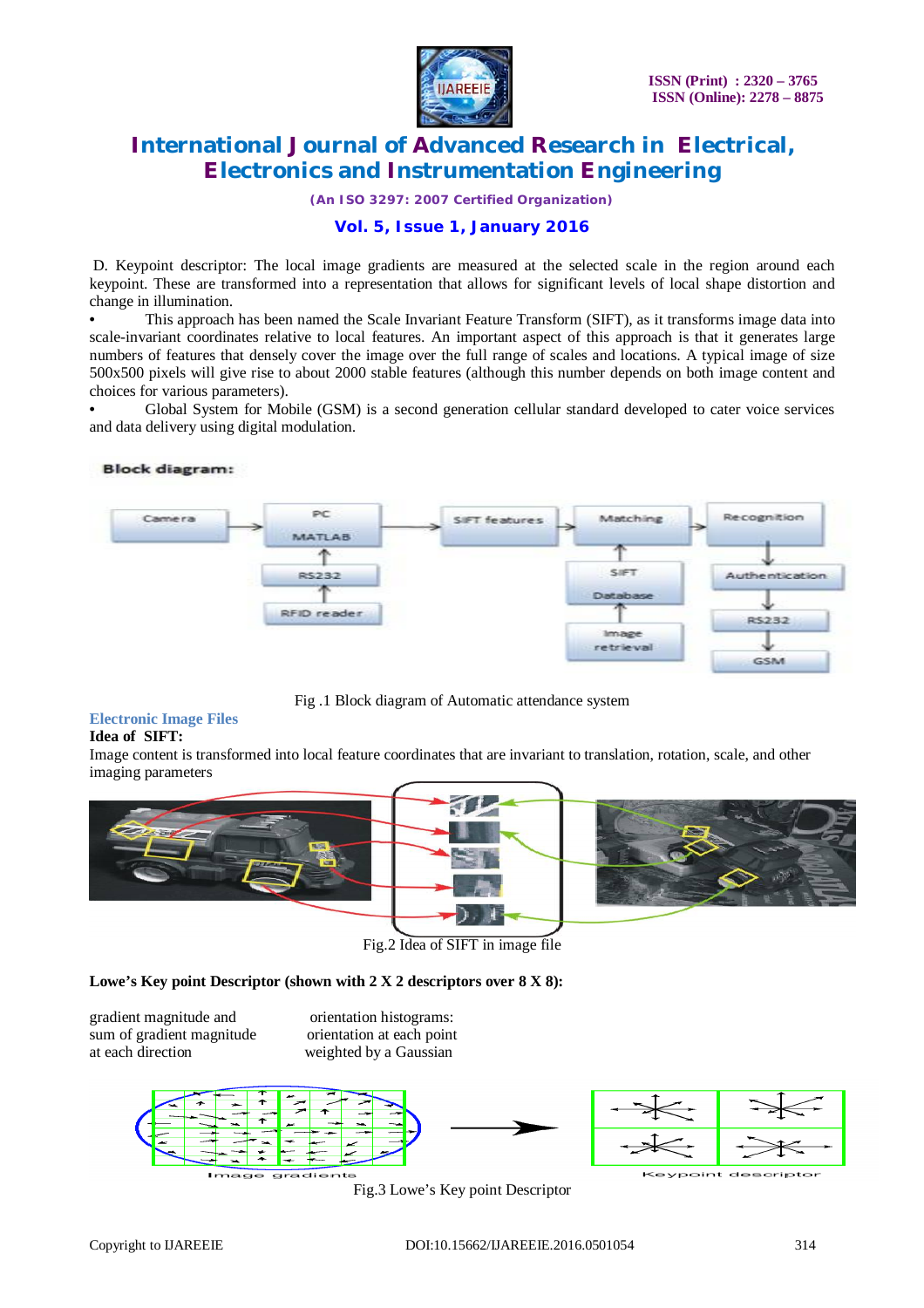D. Keypoint descriptor: The local image gradients are measured at the selected scale in the region around each keypoint. These are transformed into a representation that allows for significant levels of local shape distortion and change in illumination.

- This approach has been named the Scale Invariant Feature Transform (SIFT), as it transforms image data into scale-invariant coordinates relative to local features. An important aspect of this approach is that it generates large numbers of features that densely cover the image over the full range of scales and locations. A typical image of size 500x500 pixels will give rise to about 2000 stable features (although this number depends on both image content and choices for various parameters).
- Global System for Mobile (GSM) is a second generation cellular standard developed to cater voice services and data delivery using digital modulation.

**Block diagram:**

Fig .1 Block diagram of Automatic attendance system

### Electronic Image Files

**Idea of SIFT:**

Image content is transformed into local feature coordinates that are invariant to translation, rotation, scale, and other imaging parameters

Fig.2 Idea of SIFT in image file

**Lowe's Key point Descriptor (shown with 2 X 2 descriptors over 8 X 8):**

gradient magnitude and sum of gradient magnitude at each direction

orientation histograms: orientation at each point weighted by a Gaussian

Fig.3 Lowe's Key point Descriptor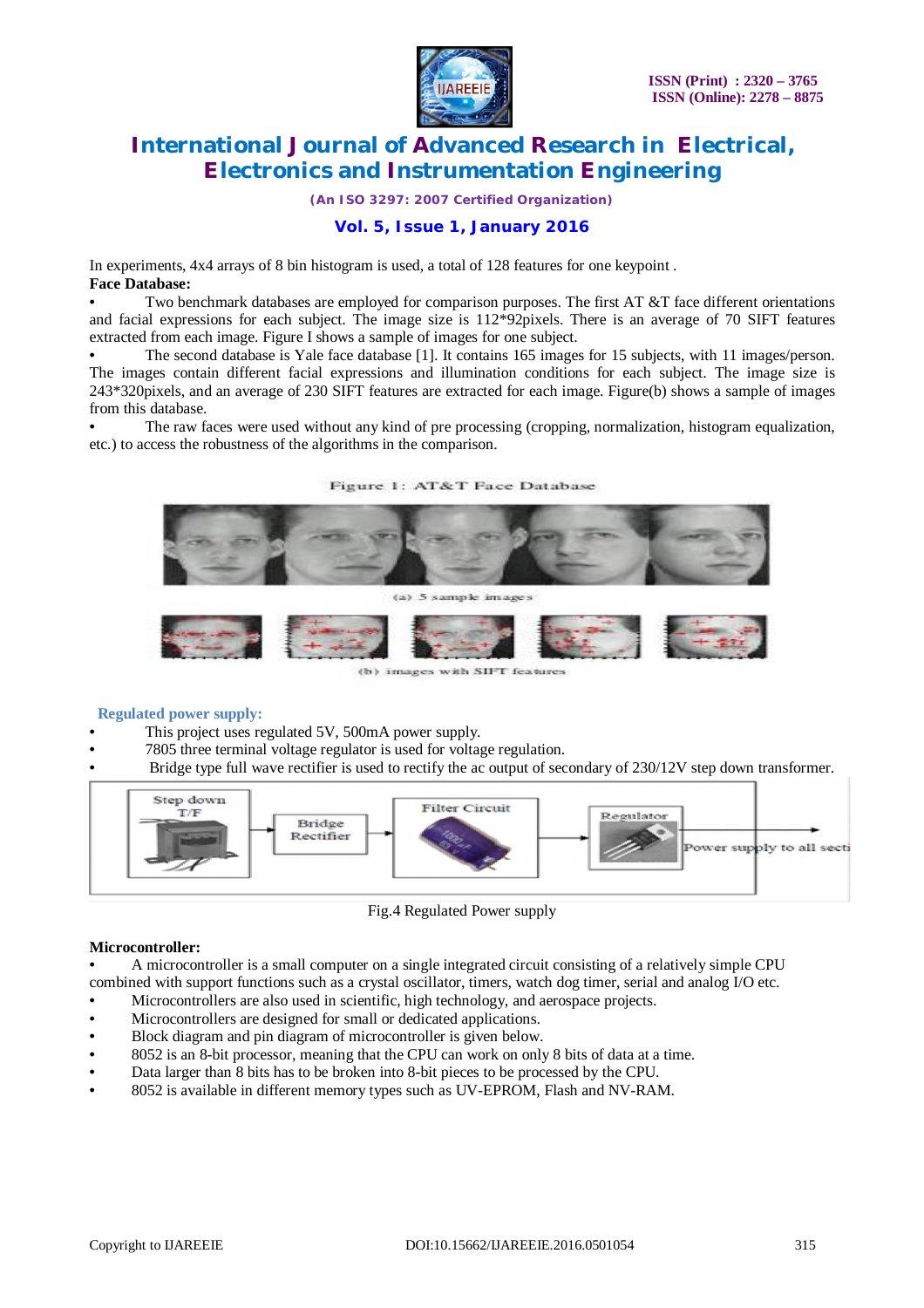In experiments, 4x4 arrays of 8 bin histogram is used, a total of 128 features for one keypoint .

**Face Database:**

- Two benchmark databases are employed for comparison purposes. The first AT &T face different orientations and facial expressions for each subject. The image size is 112*92pixels. There is an average of 70 SIFT features extracted from each image. Figure I shows a sample of images for one subject.
- The second database is Yale face database [1]. It contains 165 images for 15 subjects, with 11 images/person. The images contain different facial expressions and illumination conditions for each subject. The image size is 243*320pixels, and an average of 230 SIFT features are extracted for each image. Figure(b) shows a sample of images from this database.
- The raw faces were used without any kind of pre processing (cropping, normalization, histogram equalization, etc.) to access the robustness of the algorithms in the comparison.

Figure 1: AT&T Face Database

(a) 5 sample images

(b) images with SIFT features

### Regulated power supply:

- This project uses regulated 5V, 500mA power supply.
- 7805 three terminal voltage regulator is used for voltage regulation.
- Bridge type full wave rectifier is used to rectify the ac output of secondary of 230/12V step down transformer.

Step down T/F → Bridge Rectifier → Filter Circuit → Regulator → Power supply to all secti

Fig.4 Regulated Power supply

**Microcontroller:**

- A microcontroller is a small computer on a single integrated circuit consisting of a relatively simple CPU combined with support functions such as a crystal oscillator, timers, watch dog timer, serial and analog I/O etc.
- Microcontrollers are also used in scientific, high technology, and aerospace projects.
- Microcontrollers are designed for small or dedicated applications.
- Block diagram and pin diagram of microcontroller is given below.
- 8052 is an 8-bit processor, meaning that the CPU can work on only 8 bits of data at a time.
- Data larger than 8 bits has to be broken into 8-bit pieces to be processed by the CPU.
- 8052 is available in different memory types such as UV-EPROM, Flash and NV-RAM.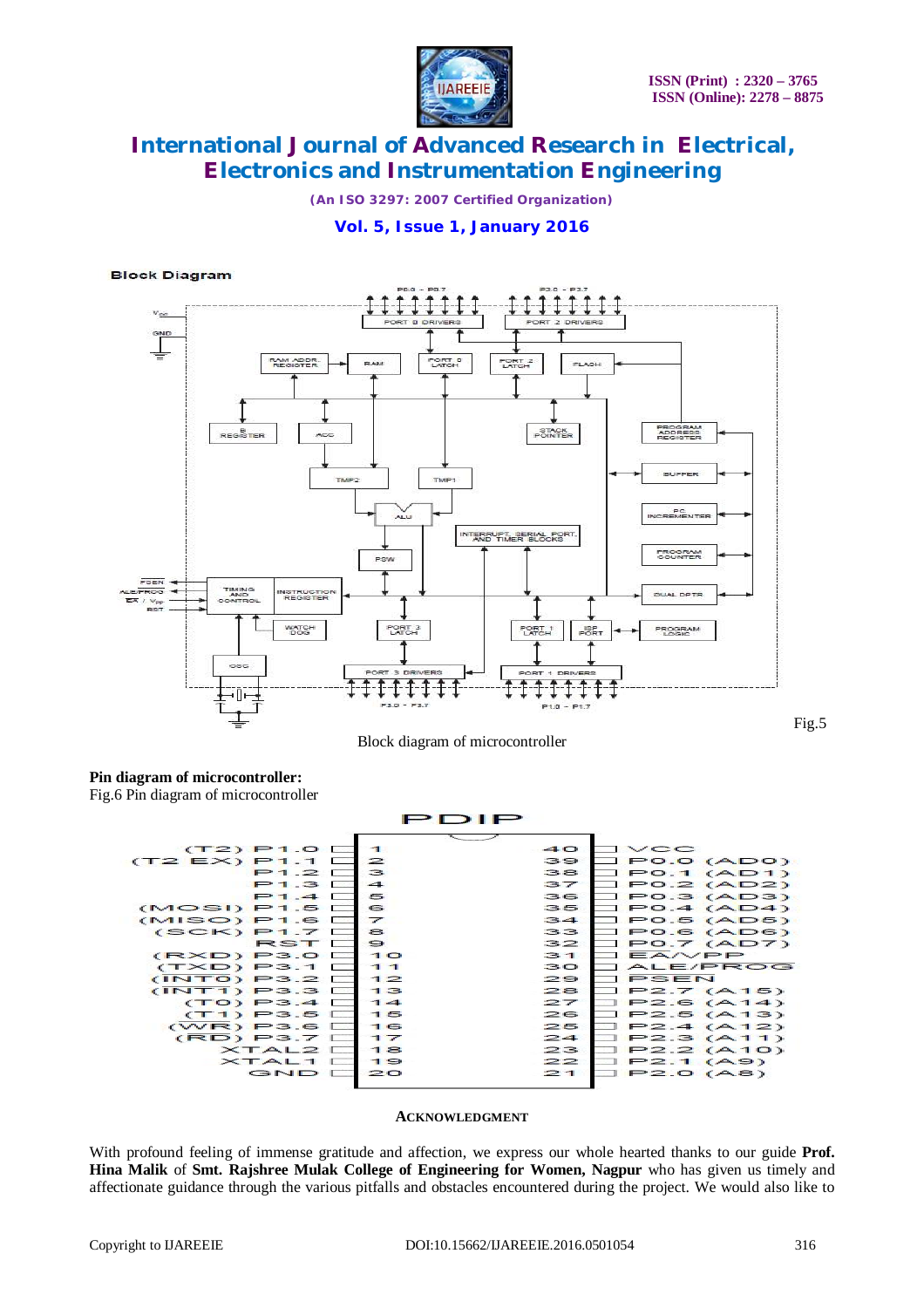**Block Diagram**

Fig.5

Block diagram of microcontroller

**Pin diagram of microcontroller:**

Fig.6 Pin diagram of microcontroller

PDIP

| | Pin | Pin | |
|---|---|---|---|
| (T2) P1.0 | 1 | 40 | VCC |
| (T2 EX) P1.1 | 2 | 39 | P0.0 (AD0) |
| P1.2 | 3 | 38 | P0.1 (AD1) |
| P1.3 | 4 | 37 | P0.2 (AD2) |
| P1.4 | 5 | 36 | P0.3 (AD3) |
| (MOSI) P1.5 | 6 | 35 | P0.4 (AD4) |
| (MISO) P1.6 | 7 | 34 | P0.5 (AD5) |
| (SCK) P1.7 | 8 | 33 | P0.6 (AD6) |
| RST | 9 | 32 | P0.7 (AD7) |
| (RXD) P3.0 | 10 | 31 | EA/VPP |
| (TXD) P3.1 | 11 | 30 | ALE/PROG |
| (INT0) P3.2 | 12 | 29 | PSEN |
| (INT1) P3.3 | 13 | 28 | P2.7 (A15) |
| (T0) P3.4 | 14 | 27 | P2.6 (A14) |
| (T1) P3.5 | 15 | 26 | P2.5 (A13) |
| (WR) P3.6 | 16 | 25 | P2.4 (A12) |
| (RD) P3.7 | 17 | 24 | P2.3 (A11) |
| XTAL2 | 18 | 23 | P2.2 (A10) |
| XTAL1 | 19 | 22 | P2.1 (A9) |
| GND | 20 | 21 | P2.0 (A8) |

## ACKNOWLEDGMENT

With profound feeling of immense gratitude and affection, we express our whole hearted thanks to our guide **Prof. Hina Malik** of **Smt. Rajshree Mulak College of Engineering for Women, Nagpur** who has given us timely and affectionate guidance through the various pitfalls and obstacles encountered during the project. We would also like to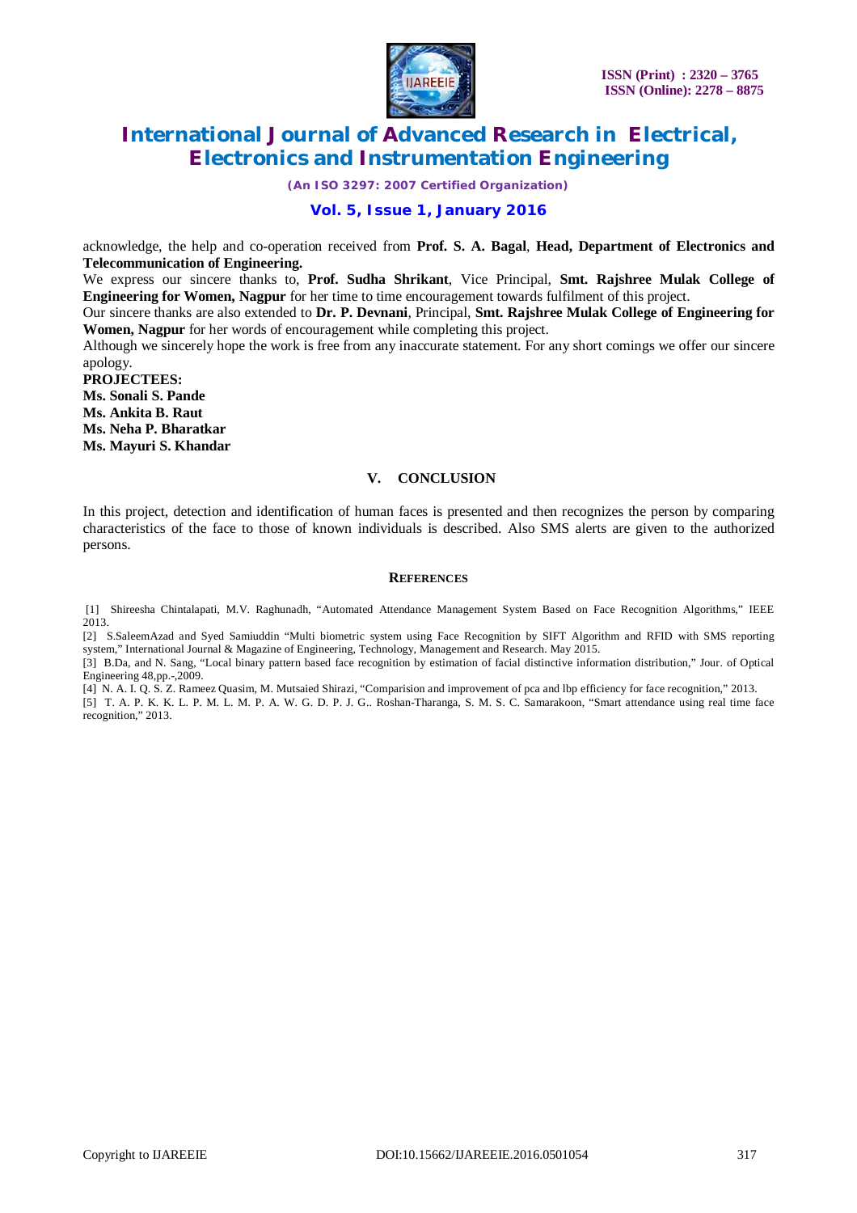acknowledge, the help and co-operation received from **Prof. S. A. Bagal**, **Head, Department of Electronics and Telecommunication of Engineering.**

We express our sincere thanks to, **Prof. Sudha Shrikant**, Vice Principal, **Smt. Rajshree Mulak College of Engineering for Women, Nagpur** for her time to time encouragement towards fulfilment of this project.

Our sincere thanks are also extended to **Dr. P. Devnani**, Principal, **Smt. Rajshree Mulak College of Engineering for Women, Nagpur** for her words of encouragement while completing this project.

Although we sincerely hope the work is free from any inaccurate statement. For any short comings we offer our sincere apology.

**PROJECTEES:**
**Ms. Sonali S. Pande**
**Ms. Ankita B. Raut**
**Ms. Neha P. Bharatkar**
**Ms. Mayuri S. Khandar**

## V. CONCLUSION

In this project, detection and identification of human faces is presented and then recognizes the person by comparing characteristics of the face to those of known individuals is described. Also SMS alerts are given to the authorized persons.

## REFERENCES

[1] Shireesha Chintalapati, M.V. Raghunadh, "Automated Attendance Management System Based on Face Recognition Algorithms," IEEE 2013.

[2] S.SaleemAzad and Syed Samiuddin "Multi biometric system using Face Recognition by SIFT Algorithm and RFID with SMS reporting system," International Journal & Magazine of Engineering, Technology, Management and Research. May 2015.

[3] B.Da, and N. Sang, "Local binary pattern based face recognition by estimation of facial distinctive information distribution," Jour. of Optical Engineering 48,pp.-,2009.

[4] N. A. I. Q. S. Z. Rameez Quasim, M. Mutsaied Shirazi, "Comparision and improvement of pca and lbp efficiency for face recognition," 2013.

[5] T. A. P. K. K. L. P. M. L. M. P. A. W. G. D. P. J. G.. Roshan-Tharanga, S. M. S. C. Samarakoon, "Smart attendance using real time face recognition," 2013.